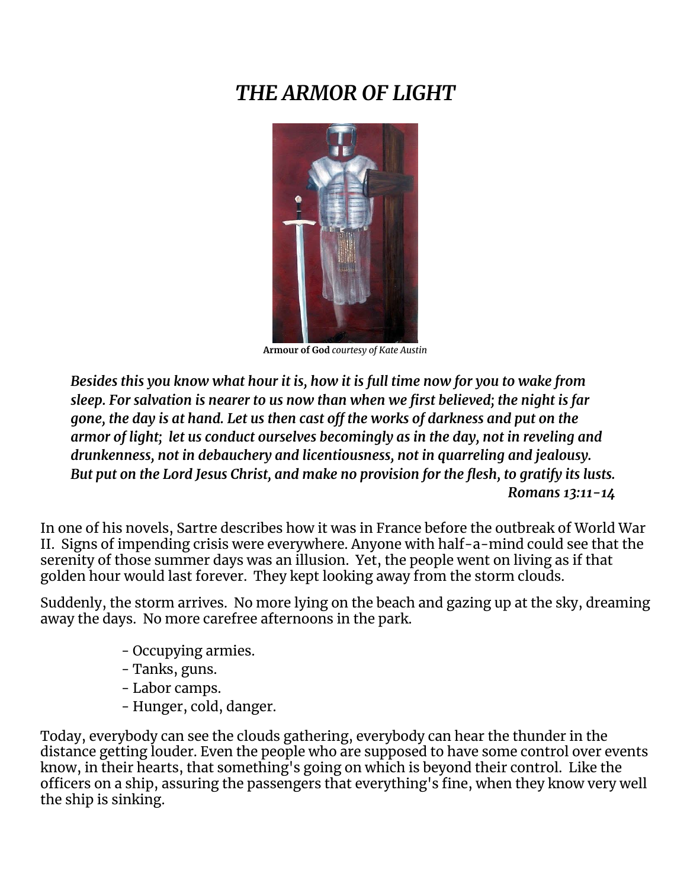# *THE ARMOR OF LIGHT*

**Armour of God** *courtesy of Kate Austin*

> ***Besides this you know what hour it is, how it is full time now for you to wake from sleep. For salvation is nearer to us now than when we first believed; the night is far gone, the day is at hand. Let us then cast off the works of darkness and put on the armor of light; let us conduct ourselves becomingly as in the day, not in reveling and drunkenness, not in debauchery and licentiousness, not in quarreling and jealousy. But put on the Lord Jesus Christ, and make no provision for the flesh, to gratify its lusts.***
>
> ***Romans 13:11-14***

In one of his novels, Sartre describes how it was in France before the outbreak of World War II. Signs of impending crisis were everywhere. Anyone with half-a-mind could see that the serenity of those summer days was an illusion. Yet, the people went on living as if that golden hour would last forever. They kept looking away from the storm clouds.

Suddenly, the storm arrives. No more lying on the beach and gazing up at the sky, dreaming away the days. No more carefree afternoons in the park.

- Occupying armies.
- Tanks, guns.
- Labor camps.
- Hunger, cold, danger.

Today, everybody can see the clouds gathering, everybody can hear the thunder in the distance getting louder. Even the people who are supposed to have some control over events know, in their hearts, that something's going on which is beyond their control. Like the officers on a ship, assuring the passengers that everything's fine, when they know very well the ship is sinking.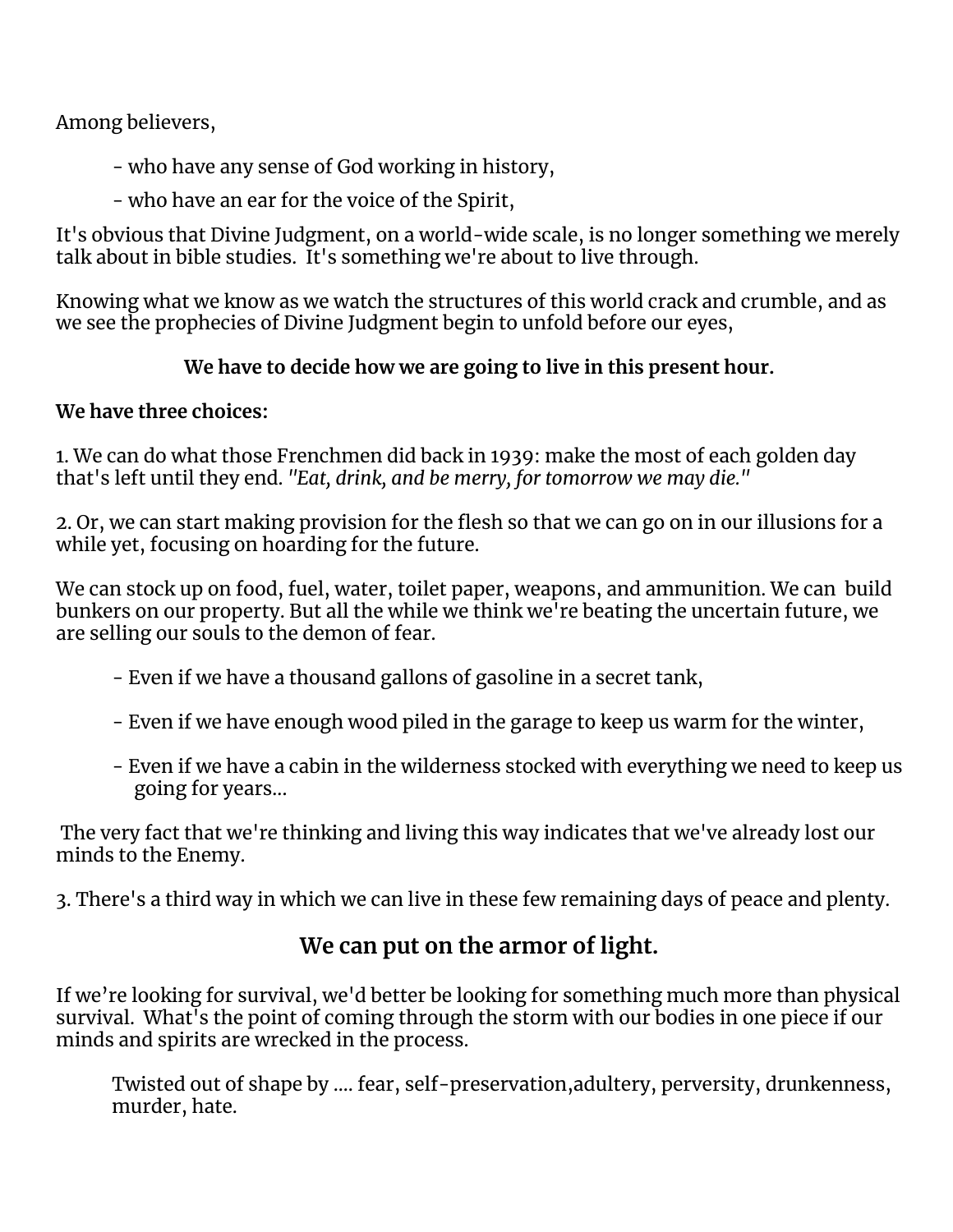Among believers,

- who have any sense of God working in history,
- who have an ear for the voice of the Spirit,

It's obvious that Divine Judgment, on a world-wide scale, is no longer something we merely talk about in bible studies. It's something we're about to live through.

Knowing what we know as we watch the structures of this world crack and crumble, and as we see the prophecies of Divine Judgment begin to unfold before our eyes,

**We have to decide how we are going to live in this present hour.**

**We have three choices:**

1. We can do what those Frenchmen did back in 1939: make the most of each golden day that's left until they end. *"Eat, drink, and be merry, for tomorrow we may die."*

2. Or, we can start making provision for the flesh so that we can go on in our illusions for a while yet, focusing on hoarding for the future.

We can stock up on food, fuel, water, toilet paper, weapons, and ammunition. We can build bunkers on our property. But all the while we think we're beating the uncertain future, we are selling our souls to the demon of fear.

- Even if we have a thousand gallons of gasoline in a secret tank,
- Even if we have enough wood piled in the garage to keep us warm for the winter,
- Even if we have a cabin in the wilderness stocked with everything we need to keep us going for years...

The very fact that we're thinking and living this way indicates that we've already lost our minds to the Enemy.

3. There's a third way in which we can live in these few remaining days of peace and plenty.

## We can put on the armor of light.

If we're looking for survival, we'd better be looking for something much more than physical survival. What's the point of coming through the storm with our bodies in one piece if our minds and spirits are wrecked in the process.

> Twisted out of shape by .... fear, self-preservation,adultery, perversity, drunkenness, murder, hate.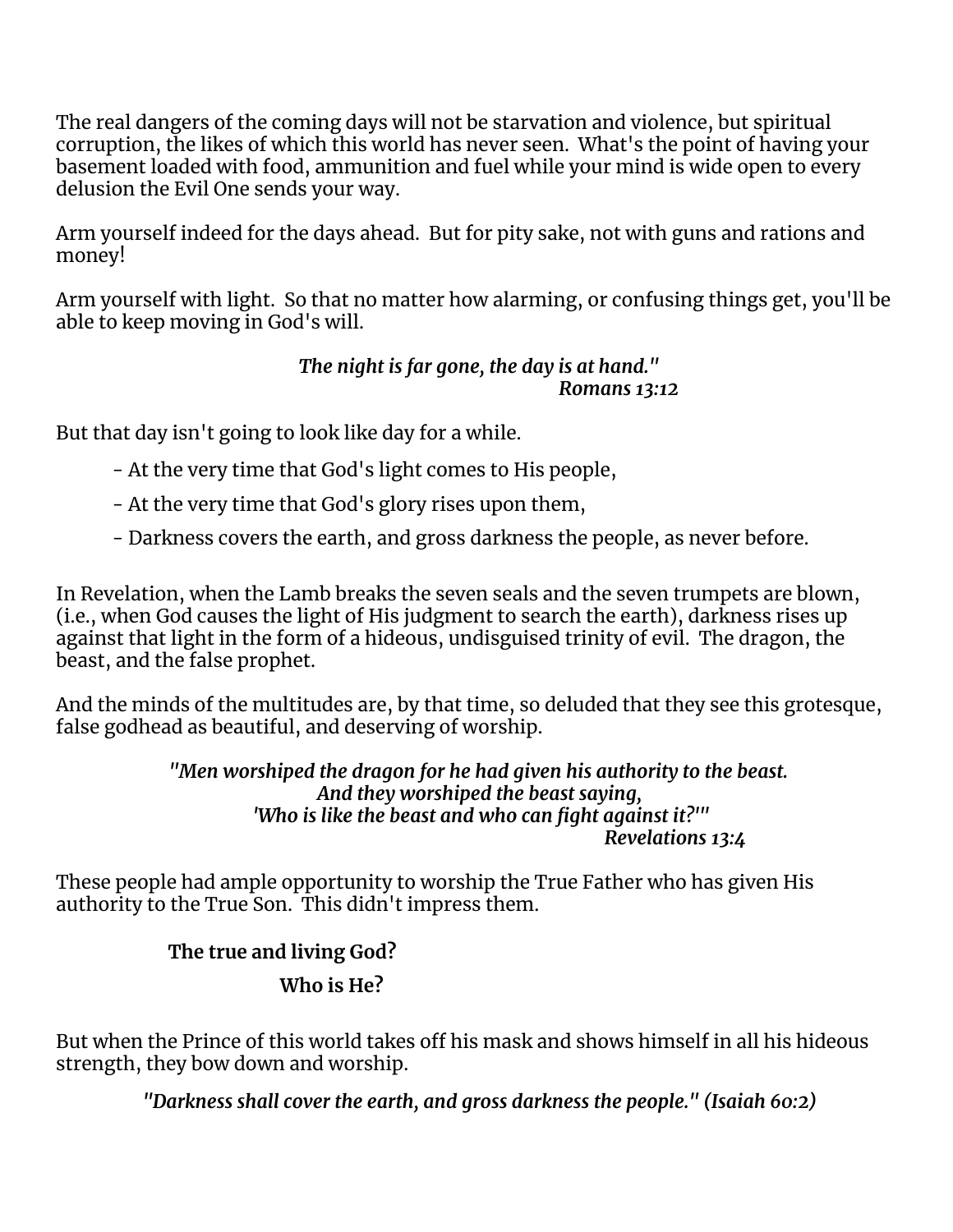The real dangers of the coming days will not be starvation and violence, but spiritual corruption, the likes of which this world has never seen. What's the point of having your basement loaded with food, ammunition and fuel while your mind is wide open to every delusion the Evil One sends your way.

Arm yourself indeed for the days ahead. But for pity sake, not with guns and rations and money!

Arm yourself with light. So that no matter how alarming, or confusing things get, you'll be able to keep moving in God's will.

> ***The night is far gone, the day is at hand."***
> ***Romans 13:12***

But that day isn't going to look like day for a while.

- At the very time that God's light comes to His people,
- At the very time that God's glory rises upon them,
- Darkness covers the earth, and gross darkness the people, as never before.

In Revelation, when the Lamb breaks the seven seals and the seven trumpets are blown, (i.e., when God causes the light of His judgment to search the earth), darkness rises up against that light in the form of a hideous, undisguised trinity of evil. The dragon, the beast, and the false prophet.

And the minds of the multitudes are, by that time, so deluded that they see this grotesque, false godhead as beautiful, and deserving of worship.

> ***"Men worshiped the dragon for he had given his authority to the beast.***
> ***And they worshiped the beast saying,***
> ***'Who is like the beast and who can fight against it?'"***
> ***Revelations 13:4***

These people had ample opportunity to worship the True Father who has given His authority to the True Son. This didn't impress them.

**The true and living God?**

**Who is He?**

But when the Prince of this world takes off his mask and shows himself in all his hideous strength, they bow down and worship.

> ***"Darkness shall cover the earth, and gross darkness the people." (Isaiah 60:2)***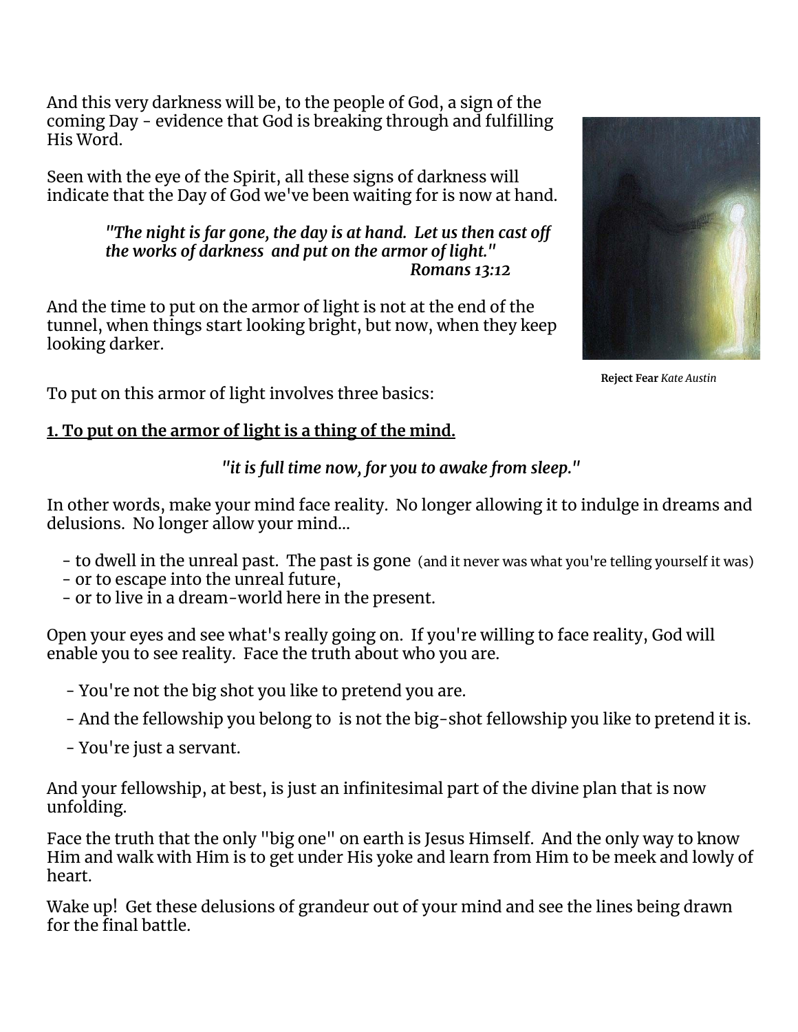And this very darkness will be, to the people of God, a sign of the coming Day - evidence that God is breaking through and fulfilling His Word.

Seen with the eye of the Spirit, all these signs of darkness will indicate that the Day of God we've been waiting for is now at hand.

> *"The night is far gone, the day is at hand. Let us then cast off the works of darkness and put on the armor of light."*
> ***Romans 13:12***

And the time to put on the armor of light is not at the end of the tunnel, when things start looking bright, but now, when they keep looking darker.

**Reject Fear** *Kate Austin*

To put on this armor of light involves three basics:

**1. To put on the armor of light is a thing of the mind.**

*"it is full time now, for you to awake from sleep."*

In other words, make your mind face reality. No longer allowing it to indulge in dreams and delusions. No longer allow your mind...

- to dwell in the unreal past. The past is gone (and it never was what you're telling yourself it was)
- or to escape into the unreal future,
- or to live in a dream-world here in the present.

Open your eyes and see what's really going on. If you're willing to face reality, God will enable you to see reality. Face the truth about who you are.

- You're not the big shot you like to pretend you are.
- And the fellowship you belong to is not the big-shot fellowship you like to pretend it is.
- You're just a servant.

And your fellowship, at best, is just an infinitesimal part of the divine plan that is now unfolding.

Face the truth that the only "big one" on earth is Jesus Himself. And the only way to know Him and walk with Him is to get under His yoke and learn from Him to be meek and lowly of heart.

Wake up! Get these delusions of grandeur out of your mind and see the lines being drawn for the final battle.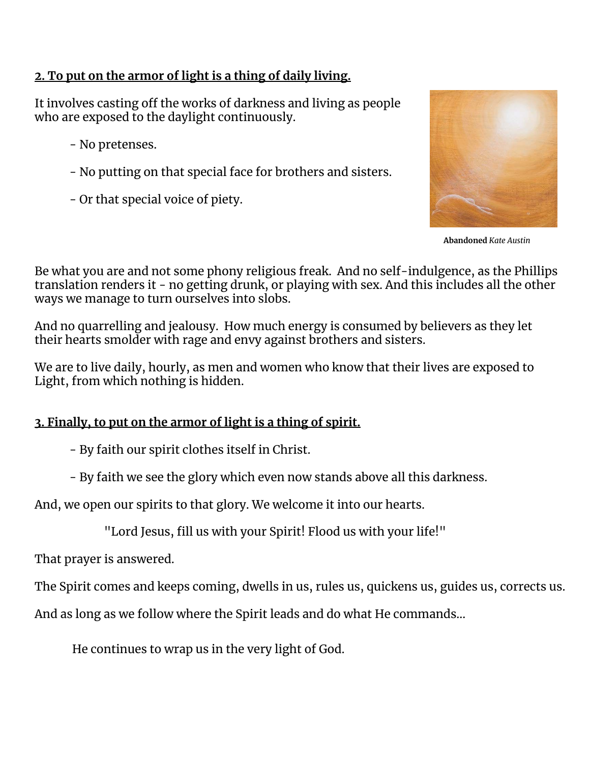**2. To put on the armor of light is a thing of daily living.**

It involves casting off the works of darkness and living as people who are exposed to the daylight continuously.

- No pretenses.
- No putting on that special face for brothers and sisters.
- Or that special voice of piety.

**Abandoned** *Kate Austin*

Be what you are and not some phony religious freak. And no self-indulgence, as the Phillips translation renders it - no getting drunk, or playing with sex. And this includes all the other ways we manage to turn ourselves into slobs.

And no quarrelling and jealousy. How much energy is consumed by believers as they let their hearts smolder with rage and envy against brothers and sisters.

We are to live daily, hourly, as men and women who know that their lives are exposed to Light, from which nothing is hidden.

**3. Finally, to put on the armor of light is a thing of spirit.**

- By faith our spirit clothes itself in Christ.
- By faith we see the glory which even now stands above all this darkness.

And, we open our spirits to that glory. We welcome it into our hearts.

"Lord Jesus, fill us with your Spirit! Flood us with your life!"

That prayer is answered.

The Spirit comes and keeps coming, dwells in us, rules us, quickens us, guides us, corrects us.

And as long as we follow where the Spirit leads and do what He commands...

He continues to wrap us in the very light of God.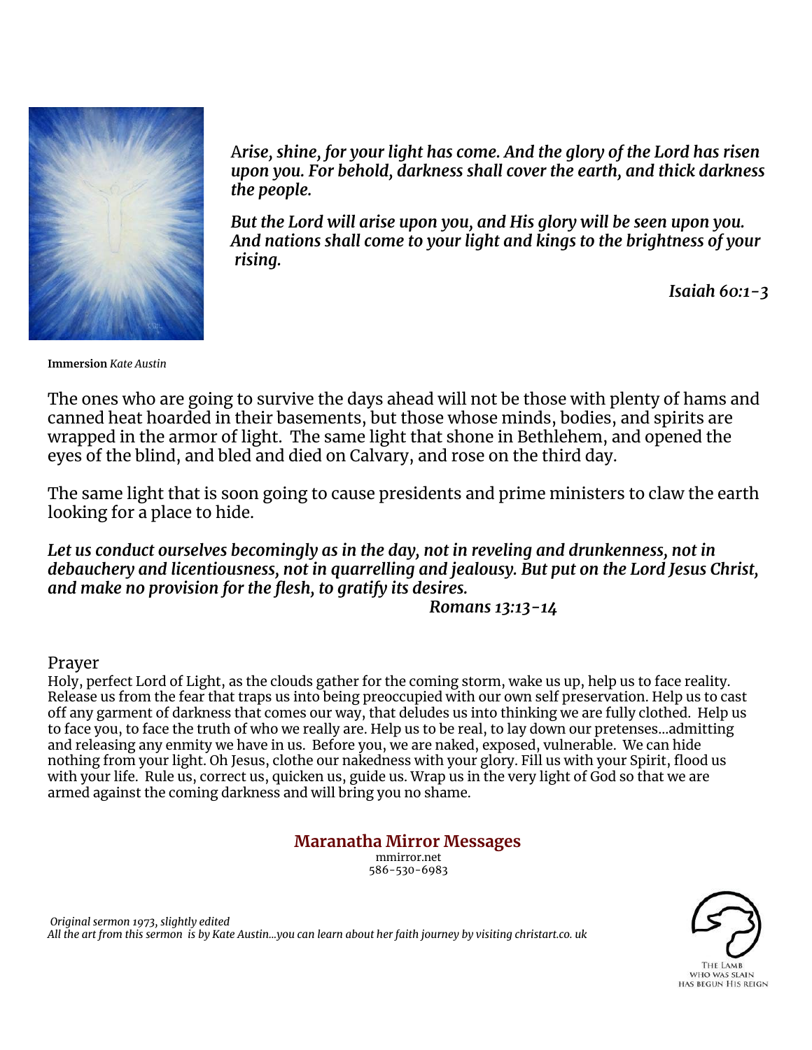*Arise, shine, for your light has come. And the glory of the Lord has risen upon you. For behold, darkness shall cover the earth, and thick darkness the people.*

*But the Lord will arise upon you, and His glory will be seen upon you. And nations shall come to your light and kings to the brightness of your rising.*

*Isaiah 60:1-3*

**Immersion** *Kate Austin*

The ones who are going to survive the days ahead will not be those with plenty of hams and canned heat hoarded in their basements, but those whose minds, bodies, and spirits are wrapped in the armor of light. The same light that shone in Bethlehem, and opened the eyes of the blind, and bled and died on Calvary, and rose on the third day.

The same light that is soon going to cause presidents and prime ministers to claw the earth looking for a place to hide.

***Let us conduct ourselves becomingly as in the day, not in reveling and drunkenness, not in debauchery and licentiousness, not in quarrelling and jealousy. But put on the Lord Jesus Christ, and make no provision for the flesh, to gratify its desires.***

***Romans 13:13-14***

## Prayer

Holy, perfect Lord of Light, as the clouds gather for the coming storm, wake us up, help us to face reality. Release us from the fear that traps us into being preoccupied with our own self preservation. Help us to cast off any garment of darkness that comes our way, that deludes us into thinking we are fully clothed. Help us to face you, to face the truth of who we really are. Help us to be real, to lay down our pretenses...admitting and releasing any enmity we have in us. Before you, we are naked, exposed, vulnerable. We can hide nothing from your light. Oh Jesus, clothe our nakedness with your glory. Fill us with your Spirit, flood us with your life. Rule us, correct us, quicken us, guide us. Wrap us in the very light of God so that we are armed against the coming darkness and will bring you no shame.

**Maranatha Mirror Messages**
mmirror.net
586-530-6983

*Original sermon 1973, slightly edited*
*All the art from this sermon is by Kate Austin...you can learn about her faith journey by visiting christart.co. uk*

THE LAMB WHO WAS SLAIN HAS BEGUN HIS REIGN